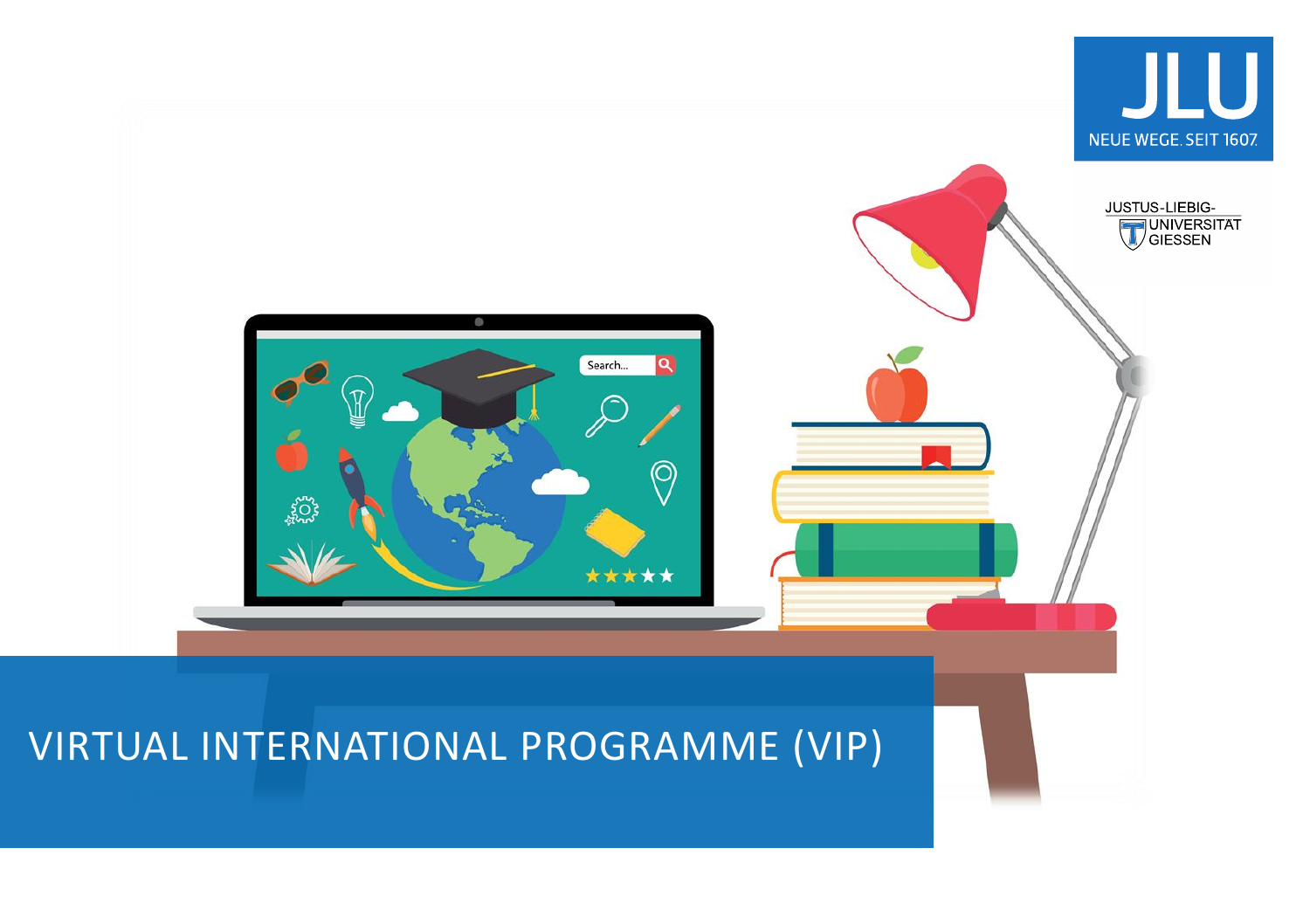JLU

NEUE WEGE. SEIT 1607.

JUSTUS-LIEBIG-UNIVERSITÄT GIESSEN

# VIRTUAL INTERNATIONAL PROGRAMME (VIP)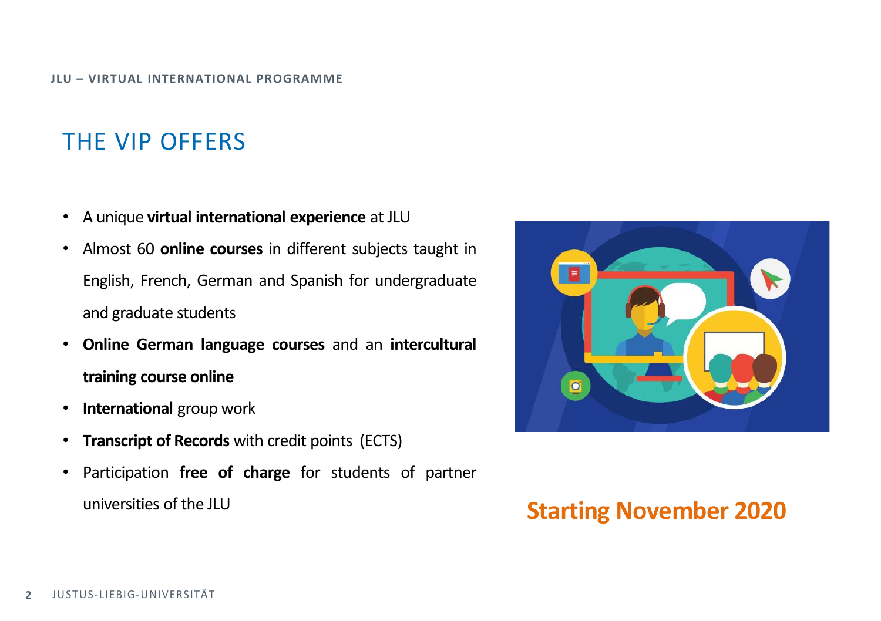# THE VIP OFFERS

- A unique **virtual international experience** at JLU
- Almost 60 **online courses** in different subjects taught in English, French, German and Spanish for undergraduate and graduate students
- **Online German language courses** and an **intercultural training course online**
- **International** group work
- **Transcript of Records** with credit points (ECTS)
- Participation **free of charge** for students of partner universities of the JLU

**Starting November 2020**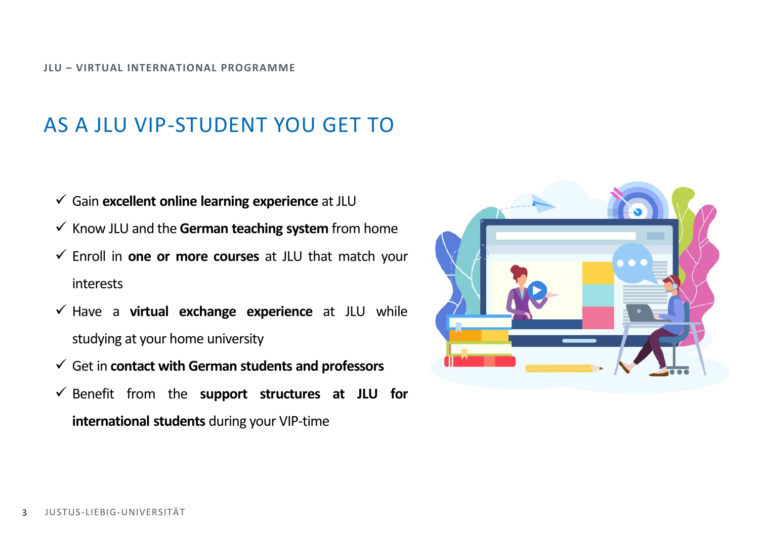# AS A JLU VIP-STUDENT YOU GET TO

- ✓ Gain **excellent online learning experience** at JLU
- ✓ Know JLU and the **German teaching system** from home
- ✓ Enroll in **one or more courses** at JLU that match your interests
- ✓ Have a **virtual exchange experience** at JLU while studying at your home university
- ✓ Get in **contact with German students and professors**
- ✓ Benefit from the **support structures at JLU for international students** during your VIP-time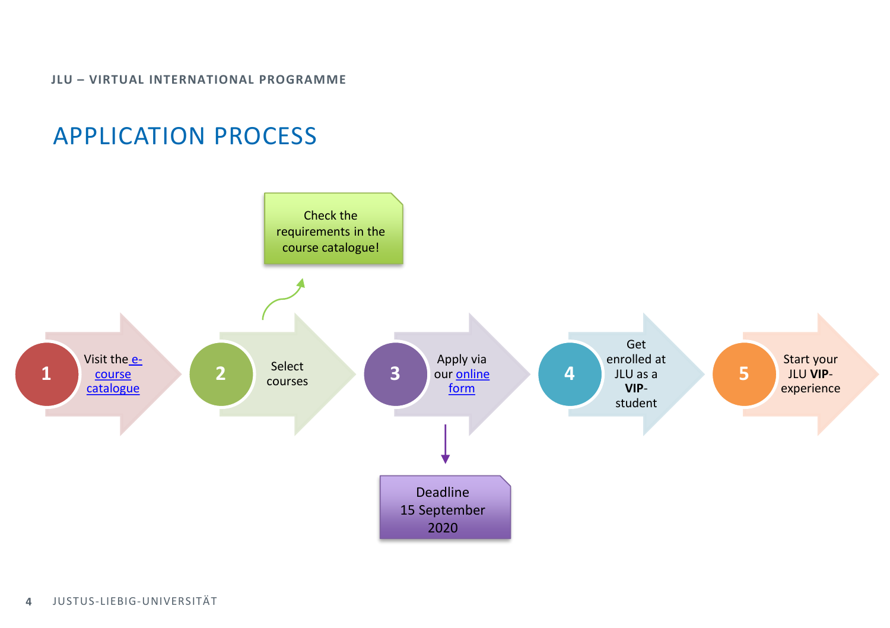## APPLICATION PROCESS

1. Visit the e-course catalogue
2. Select courses
   - Check the requirements in the course catalogue!
3. Apply via our online form
   - Deadline 15 September 2020
4. Get enrolled at JLU as a **VIP**-student
5. Start your JLU **VIP**-experience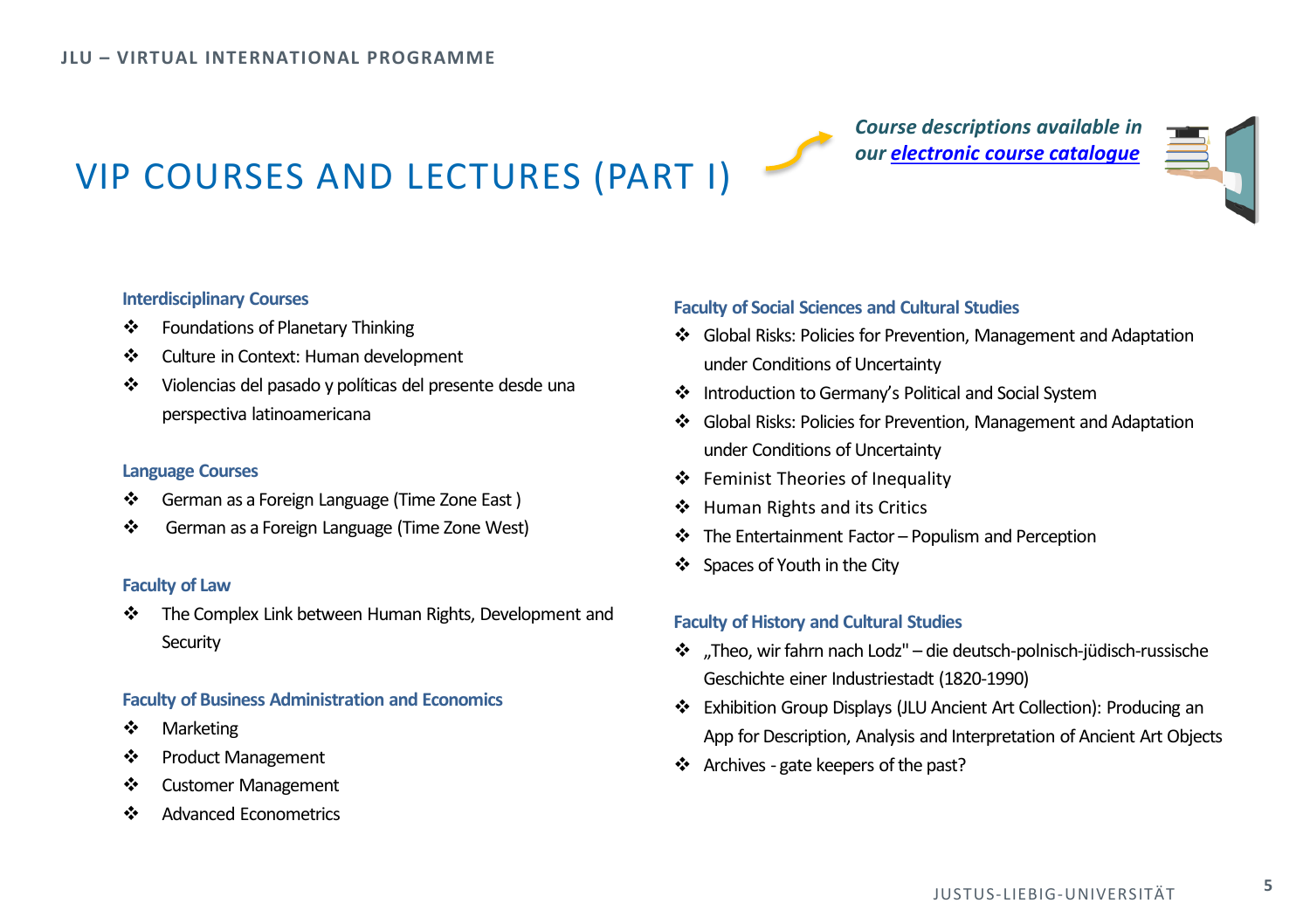# VIP COURSES AND LECTURES (PART I)

*Course descriptions available in our electronic course catalogue*

### Interdisciplinary Courses

- Foundations of Planetary Thinking
- Culture in Context: Human development
- Violencias del pasado y políticas del presente desde una perspectiva latinoamericana

### Language Courses

- German as a Foreign Language (Time Zone East )
- German as a Foreign Language (Time Zone West)

### Faculty of Law

- The Complex Link between Human Rights, Development and Security

### Faculty of Business Administration and Economics

- Marketing
- Product Management
- Customer Management
- Advanced Econometrics

### Faculty of Social Sciences and Cultural Studies

- Global Risks: Policies for Prevention, Management and Adaptation under Conditions of Uncertainty
- Introduction to Germany's Political and Social System
- Global Risks: Policies for Prevention, Management and Adaptation under Conditions of Uncertainty
- Feminist Theories of Inequality
- Human Rights and its Critics
- The Entertainment Factor – Populism and Perception
- Spaces of Youth in the City

### Faculty of History and Cultural Studies

- „Theo, wir fahrn nach Lodz" – die deutsch-polnisch-jüdisch-russische Geschichte einer Industriestadt (1820-1990)
- Exhibition Group Displays (JLU Ancient Art Collection): Producing an App for Description, Analysis and Interpretation of Ancient Art Objects
- Archives - gate keepers of the past?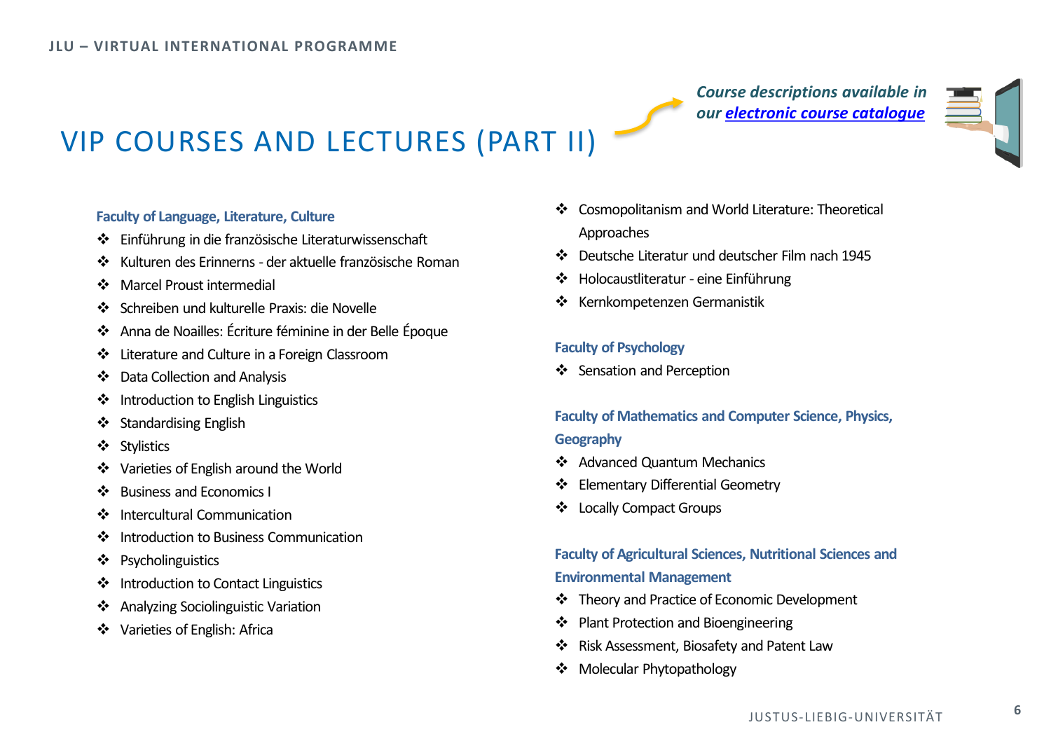# VIP COURSES AND LECTURES (PART II)

*Course descriptions available in our [electronic course catalogue]()*

### Faculty of Language, Literature, Culture

- Einführung in die französische Literaturwissenschaft
- Kulturen des Erinnerns - der aktuelle französische Roman
- Marcel Proust intermedial
- Schreiben und kulturelle Praxis: die Novelle
- Anna de Noailles: Écriture féminine in der Belle Époque
- Literature and Culture in a Foreign Classroom
- Data Collection and Analysis
- Introduction to English Linguistics
- Standardising English
- Stylistics
- Varieties of English around the World
- Business and Economics I
- Intercultural Communication
- Introduction to Business Communication
- Psycholinguistics
- Introduction to Contact Linguistics
- Analyzing Sociolinguistic Variation
- Varieties of English: Africa
- Cosmopolitanism and World Literature: Theoretical Approaches
- Deutsche Literatur und deutscher Film nach 1945
- Holocaustliteratur - eine Einführung
- Kernkompetenzen Germanistik

### Faculty of Psychology

- Sensation and Perception

### Faculty of Mathematics and Computer Science, Physics, Geography

- Advanced Quantum Mechanics
- Elementary Differential Geometry
- Locally Compact Groups

### Faculty of Agricultural Sciences, Nutritional Sciences and Environmental Management

- Theory and Practice of Economic Development
- Plant Protection and Bioengineering
- Risk Assessment, Biosafety and Patent Law
- Molecular Phytopathology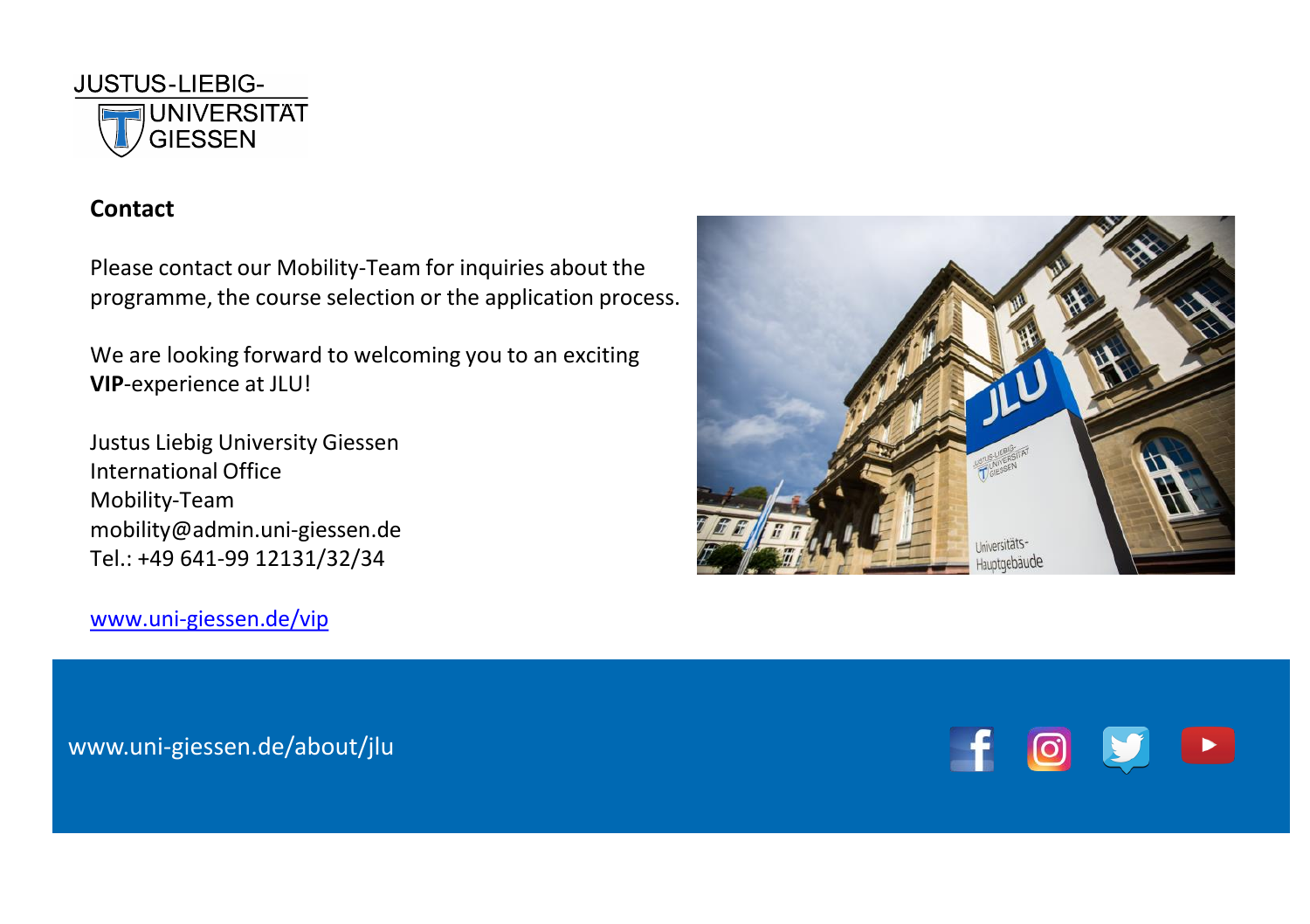JUSTUS-LIEBIG-UNIVERSITÄT GIESSEN

## Contact

Please contact our Mobility-Team for inquiries about the programme, the course selection or the application process.

We are looking forward to welcoming you to an exciting **VIP**-experience at JLU!

Justus Liebig University Giessen
International Office
Mobility-Team
mobility@admin.uni-giessen.de
Tel.: +49 641-99 12131/32/34

www.uni-giessen.de/vip

www.uni-giessen.de/about/jlu